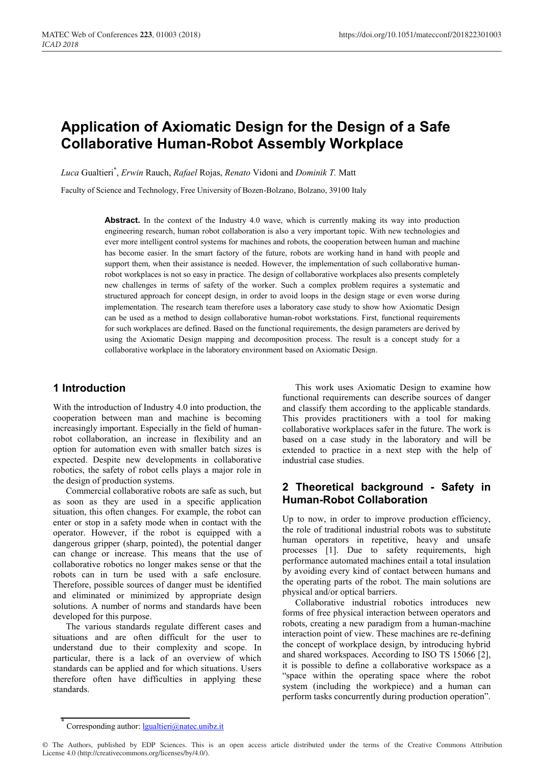# Application of Axiomatic Design for the Design of a Safe Collaborative Human-Robot Assembly Workplace

*Luca* Gualtieri[*], *Erwin* Rauch, *Rafael* Rojas, *Renato* Vidoni and *Dominik T.* Matt

Faculty of Science and Technology, Free University of Bozen-Bolzano, Bolzano, 39100 Italy

**Abstract.** In the context of the Industry 4.0 wave, which is currently making its way into production engineering research, human robot collaboration is also a very important topic. With new technologies and ever more intelligent control systems for machines and robots, the cooperation between human and machine has become easier. In the smart factory of the future, robots are working hand in hand with people and support them, when their assistance is needed. However, the implementation of such collaborative human-robot workplaces is not so easy in practice. The design of collaborative workplaces also presents completely new challenges in terms of safety of the worker. Such a complex problem requires a systematic and structured approach for concept design, in order to avoid loops in the design stage or even worse during implementation. The research team therefore uses a laboratory case study to show how Axiomatic Design can be used as a method to design collaborative human-robot workstations. First, functional requirements for such workplaces are defined. Based on the functional requirements, the design parameters are derived by using the Axiomatic Design mapping and decomposition process. The result is a concept study for a collaborative workplace in the laboratory environment based on Axiomatic Design.

## 1 Introduction

With the introduction of Industry 4.0 into production, the cooperation between man and machine is becoming increasingly important. Especially in the field of human-robot collaboration, an increase in flexibility and an option for automation even with smaller batch sizes is expected. Despite new developments in collaborative robotics, the safety of robot cells plays a major role in the design of production systems.

Commercial collaborative robots are safe as such, but as soon as they are used in a specific application situation, this often changes. For example, the robot can enter or stop in a safety mode when in contact with the operator. However, if the robot is equipped with a dangerous gripper (sharp, pointed), the potential danger can change or increase. This means that the use of collaborative robotics no longer makes sense or that the robots can in turn be used with a safe enclosure. Therefore, possible sources of danger must be identified and eliminated or minimized by appropriate design solutions. A number of norms and standards have been developed for this purpose.

The various standards regulate different cases and situations and are often difficult for the user to understand due to their complexity and scope. In particular, there is a lack of an overview of which standards can be applied and for which situations. Users therefore often have difficulties in applying these standards.

This work uses Axiomatic Design to examine how functional requirements can describe sources of danger and classify them according to the applicable standards. This provides practitioners with a tool for making collaborative workplaces safer in the future. The work is based on a case study in the laboratory and will be extended to practice in a next step with the help of industrial case studies.

## 2 Theoretical background - Safety in Human-Robot Collaboration

Up to now, in order to improve production efficiency, the role of traditional industrial robots was to substitute human operators in repetitive, heavy and unsafe processes [1]. Due to safety requirements, high performance automated machines entail a total insulation by avoiding every kind of contact between humans and the operating parts of the robot. The main solutions are physical and/or optical barriers.

Collaborative industrial robotics introduces new forms of free physical interaction between operators and robots, creating a new paradigm from a human-machine interaction point of view. These machines are re-defining the concept of workplace design, by introducing hybrid and shared workspaces. According to ISO TS 15066 [2], it is possible to define a collaborative workspace as a "space within the operating space where the robot system (including the workpiece) and a human can perform tasks concurrently during production operation".

[*] Corresponding author: lgualtieri@natec.unibz.it

© The Authors, published by EDP Sciences. This is an open access article distributed under the terms of the Creative Commons Attribution License 4.0 (http://creativecommons.org/licenses/by/4.0/).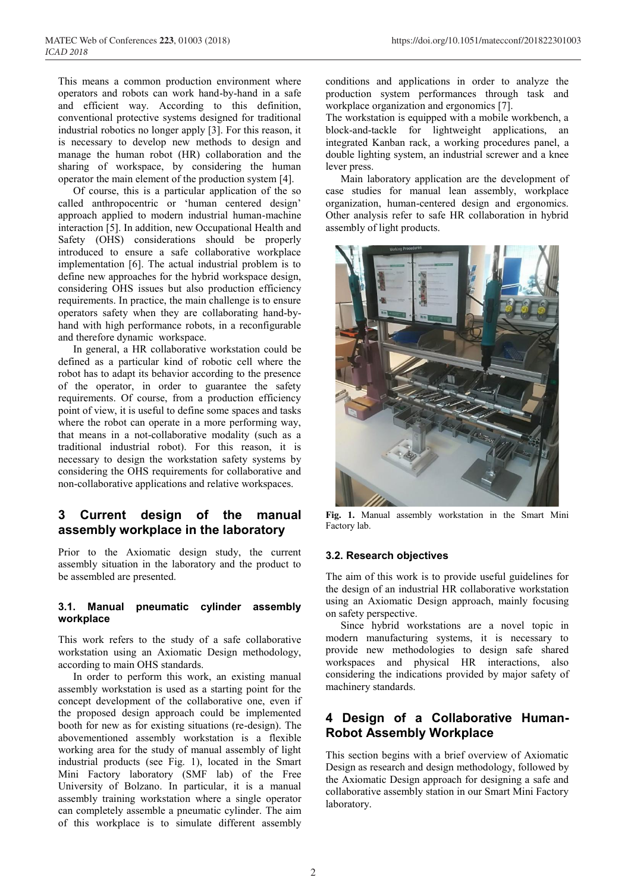This means a common production environment where operators and robots can work hand-by-hand in a safe and efficient way. According to this definition, conventional protective systems designed for traditional industrial robotics no longer apply [3]. For this reason, it is necessary to develop new methods to design and manage the human robot (HR) collaboration and the sharing of workspace, by considering the human operator the main element of the production system [4].

Of course, this is a particular application of the so called anthropocentric or 'human centered design' approach applied to modern industrial human-machine interaction [5]. In addition, new Occupational Health and Safety (OHS) considerations should be properly introduced to ensure a safe collaborative workplace implementation [6]. The actual industrial problem is to define new approaches for the hybrid workspace design, considering OHS issues but also production efficiency requirements. In practice, the main challenge is to ensure operators safety when they are collaborating hand-by-hand with high performance robots, in a reconfigurable and therefore dynamic workspace.

In general, a HR collaborative workstation could be defined as a particular kind of robotic cell where the robot has to adapt its behavior according to the presence of the operator, in order to guarantee the safety requirements. Of course, from a production efficiency point of view, it is useful to define some spaces and tasks where the robot can operate in a more performing way, that means in a not-collaborative modality (such as a traditional industrial robot). For this reason, it is necessary to design the workstation safety systems by considering the OHS requirements for collaborative and non-collaborative applications and relative workspaces.

## 3 Current design of the manual assembly workplace in the laboratory

Prior to the Axiomatic design study, the current assembly situation in the laboratory and the product to be assembled are presented.

### 3.1. Manual pneumatic cylinder assembly workplace

This work refers to the study of a safe collaborative workstation using an Axiomatic Design methodology, according to main OHS standards.

In order to perform this work, an existing manual assembly workstation is used as a starting point for the concept development of the collaborative one, even if the proposed design approach could be implemented booth for new as for existing situations (re-design). The abovementioned assembly workstation is a flexible working area for the study of manual assembly of light industrial products (see Fig. 1), located in the Smart Mini Factory laboratory (SMF lab) of the Free University of Bolzano. In particular, it is a manual assembly training workstation where a single operator can completely assemble a pneumatic cylinder. The aim of this workplace is to simulate different assembly conditions and applications in order to analyze the production system performances through task and workplace organization and ergonomics [7].

The workstation is equipped with a mobile workbench, a block-and-tackle for lightweight applications, an integrated Kanban rack, a working procedures panel, a double lighting system, an industrial screwer and a knee lever press.

Main laboratory application are the development of case studies for manual lean assembly, workplace organization, human-centered design and ergonomics. Other analysis refer to safe HR collaboration in hybrid assembly of light products.

**Fig. 1.** Manual assembly workstation in the Smart Mini Factory lab.

### 3.2. Research objectives

The aim of this work is to provide useful guidelines for the design of an industrial HR collaborative workstation using an Axiomatic Design approach, mainly focusing on safety perspective.

Since hybrid workstations are a novel topic in modern manufacturing systems, it is necessary to provide new methodologies to design safe shared workspaces and physical HR interactions, also considering the indications provided by major safety of machinery standards.

## 4 Design of a Collaborative Human-Robot Assembly Workplace

This section begins with a brief overview of Axiomatic Design as research and design methodology, followed by the Axiomatic Design approach for designing a safe and collaborative assembly station in our Smart Mini Factory laboratory.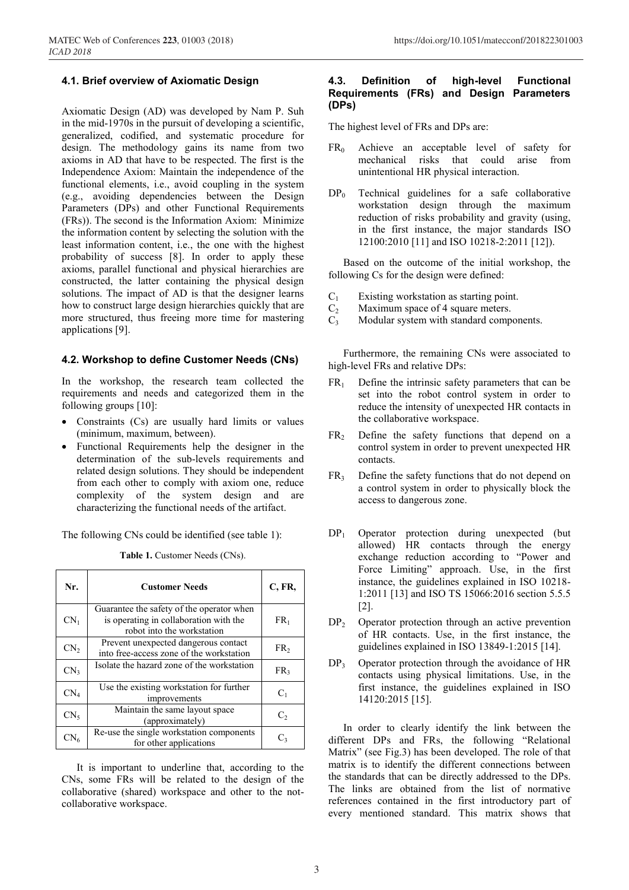### 4.1. Brief overview of Axiomatic Design

Axiomatic Design (AD) was developed by Nam P. Suh in the mid-1970s in the pursuit of developing a scientific, generalized, codified, and systematic procedure for design. The methodology gains its name from two axioms in AD that have to be respected. The first is the Independence Axiom: Maintain the independence of the functional elements, i.e., avoid coupling in the system (e.g., avoiding dependencies between the Design Parameters (DPs) and other Functional Requirements (FRs)). The second is the Information Axiom: Minimize the information content by selecting the solution with the least information content, i.e., the one with the highest probability of success [8]. In order to apply these axioms, parallel functional and physical hierarchies are constructed, the latter containing the physical design solutions. The impact of AD is that the designer learns how to construct large design hierarchies quickly that are more structured, thus freeing more time for mastering applications [9].

### 4.2. Workshop to define Customer Needs (CNs)

In the workshop, the research team collected the requirements and needs and categorized them in the following groups [10]:

- Constraints (Cs) are usually hard limits or values (minimum, maximum, between).
- Functional Requirements help the designer in the determination of the sub-levels requirements and related design solutions. They should be independent from each other to comply with axiom one, reduce complexity of the system design and are characterizing the functional needs of the artifact.

The following CNs could be identified (see table 1):

**Table 1.** Customer Needs (CNs).

| Nr. | Customer Needs | C, FR, |
|---|---|---|
| $CN_1$ | Guarantee the safety of the operator when is operating in collaboration with the robot into the workstation | $FR_1$ |
| $CN_2$ | Prevent unexpected dangerous contact into free-access zone of the workstation | $FR_2$ |
| $CN_3$ | Isolate the hazard zone of the workstation | $FR_3$ |
| $CN_4$ | Use the existing workstation for further improvements | $C_1$ |
| $CN_5$ | Maintain the same layout space (approximately) | $C_2$ |
| $CN_6$ | Re-use the single workstation components for other applications | $C_3$ |

It is important to underline that, according to the CNs, some FRs will be related to the design of the collaborative (shared) workspace and other to the not-collaborative workspace.

### 4.3. Definition of high-level Functional Requirements (FRs) and Design Parameters (DPs)

The highest level of FRs and DPs are:

- $FR_0$ Achieve an acceptable level of safety for mechanical risks that could arise from unintentional HR physical interaction.
- $DP_0$ Technical guidelines for a safe collaborative workstation design through the maximum reduction of risks probability and gravity (using, in the first instance, the major standards ISO 12100:2010 [11] and ISO 10218-2:2011 [12]).

Based on the outcome of the initial workshop, the following Cs for the design were defined:

- $C_1$ Existing workstation as starting point.
- $C_2$ Maximum space of 4 square meters.
- $C_3$ Modular system with standard components.

Furthermore, the remaining CNs were associated to high-level FRs and relative DPs:

- $FR_1$ Define the intrinsic safety parameters that can be set into the robot control system in order to reduce the intensity of unexpected HR contacts in the collaborative workspace.
- $FR_2$ Define the safety functions that depend on a control system in order to prevent unexpected HR contacts.
- $FR_3$ Define the safety functions that do not depend on a control system in order to physically block the access to dangerous zone.

- $DP_1$ Operator protection during unexpected (but allowed) HR contacts through the energy exchange reduction according to "Power and Force Limiting" approach. Use, in the first instance, the guidelines explained in ISO 10218-1:2011 [13] and ISO TS 15066:2016 section 5.5.5 [2].
- $DP_2$ Operator protection through an active prevention of HR contacts. Use, in the first instance, the guidelines explained in ISO 13849-1:2015 [14].
- $DP_3$ Operator protection through the avoidance of HR contacts using physical limitations. Use, in the first instance, the guidelines explained in ISO 14120:2015 [15].

In order to clearly identify the link between the different DPs and FRs, the following "Relational Matrix" (see Fig.3) has been developed. The role of that matrix is to identify the different connections between the standards that can be directly addressed to the DPs. The links are obtained from the list of normative references contained in the first introductory part of every mentioned standard. This matrix shows that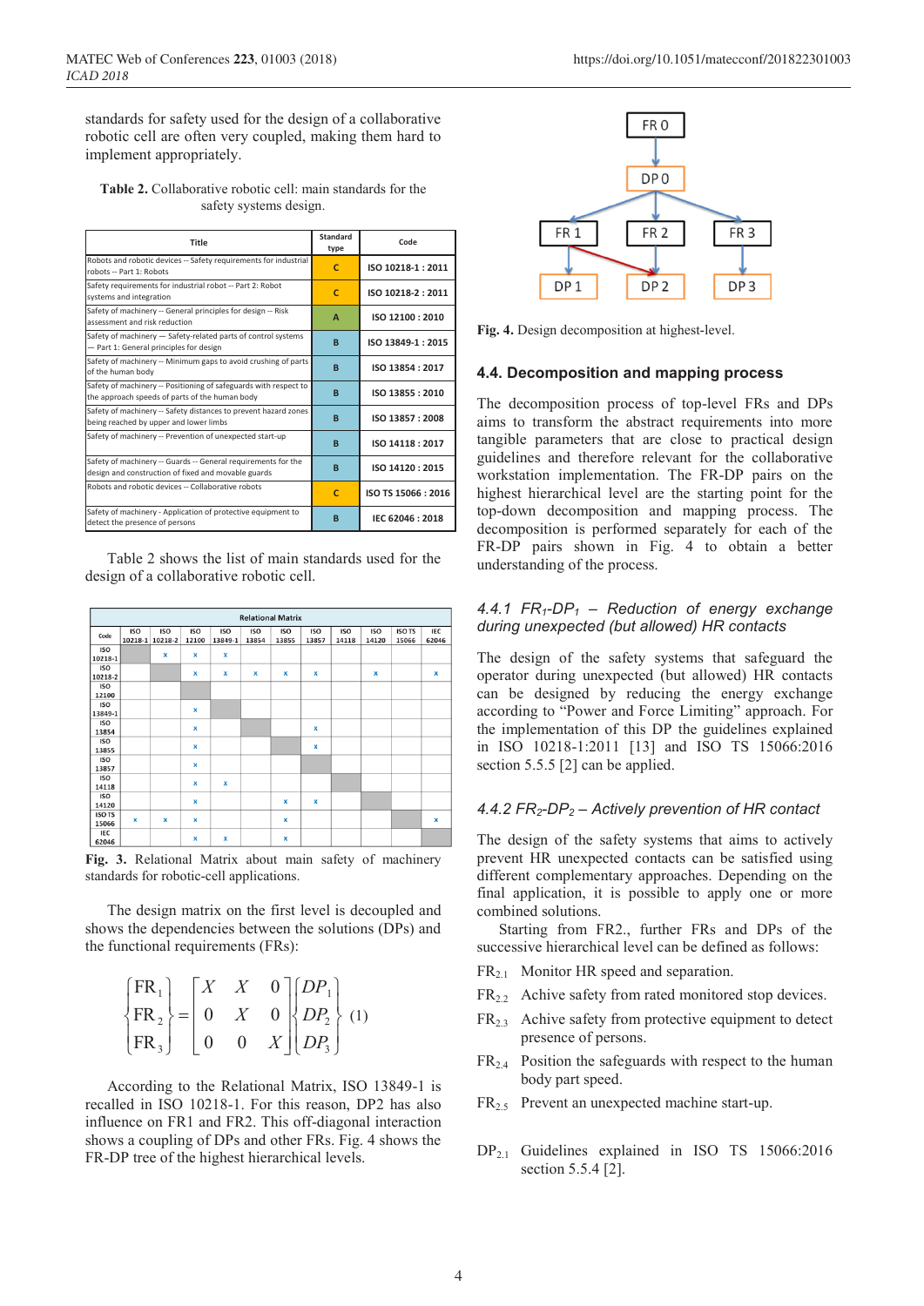standards for safety used for the design of a collaborative robotic cell are often very coupled, making them hard to implement appropriately.

**Table 2.** Collaborative robotic cell: main standards for the safety systems design.

| Title | Standard type | Code |
|---|---|---|
| Robots and robotic devices -- Safety requirements for industrial robots -- Part 1: Robots | C | ISO 10218-1 : 2011 |
| Safety requirements for industrial robot -- Part 2: Robot systems and integration | C | ISO 10218-2 : 2011 |
| Safety of machinery -- General principles for design -- Risk assessment and risk reduction | A | ISO 12100 : 2010 |
| Safety of machinery — Safety-related parts of control systems — Part 1: General principles for design | B | ISO 13849-1 : 2015 |
| Safety of machinery -- Minimum gaps to avoid crushing of parts of the human body | B | ISO 13854 : 2017 |
| Safety of machinery -- Positioning of safeguards with respect to the approach speeds of parts of the human body | B | ISO 13855 : 2010 |
| Safety of machinery -- Safety distances to prevent hazard zones being reached by upper and lower limbs | B | ISO 13857 : 2008 |
| Safety of machinery -- Prevention of unexpected start-up | B | ISO 14118 : 2017 |
| Safety of machinery -- Guards -- General requirements for the design and construction of fixed and movable guards | B | ISO 14120 : 2015 |
| Robots and robotic devices -- Collaborative robots | C | ISO TS 15066 : 2016 |
| Safety of machinery - Application of protective equipment to detect the presence of persons | B | IEC 62046 : 2018 |

Table 2 shows the list of main standards used for the design of a collaborative robotic cell.

| Code | ISO 10218-1 | ISO 10218-2 | ISO 12100 | ISO 13849-1 | ISO 13854 | ISO 13855 | ISO 13857 | ISO 14118 | ISO 14120 | ISO TS 15066 | IEC 62046 |
|---|---|---|---|---|---|---|---|---|---|---|---|
| ISO 10218-1 | | x | x | x | | | | | | | |
| ISO 10218-2 | | | x | x | x | x | x | | x | | x |
| ISO 12100 | | | | | | | | | | | |
| ISO 13849-1 | | | x | | | | | | | | |
| ISO 13854 | | | x | | | | x | | | | |
| ISO 13855 | | | x | | | | x | | | | |
| ISO 13857 | | | x | | | | | | | | |
| ISO 14118 | | | x | x | | | | | | | |
| ISO 14120 | | | x | | | x | x | | | | |
| ISO TS 15066 | x | x | x | | | x | | | | | x |
| IEC 62046 | | | x | x | | x | | | | | |

**Fig. 3.** Relational Matrix about main safety of machinery standards for robotic-cell applications.

The design matrix on the first level is decoupled and shows the dependencies between the solutions (DPs) and the functional requirements (FRs):

$$\begin{Bmatrix} FR_1 \\ FR_2 \\ FR_3 \end{Bmatrix} = \begin{bmatrix} X & X & 0 \\ 0 & X & 0 \\ 0 & 0 & X \end{bmatrix} \begin{Bmatrix} DP_1 \\ DP_2 \\ DP_3 \end{Bmatrix} \quad (1)$$

According to the Relational Matrix, ISO 13849-1 is recalled in ISO 10218-1. For this reason, DP2 has also influence on FR1 and FR2. This off-diagonal interaction shows a coupling of DPs and other FRs. Fig. 4 shows the FR-DP tree of the highest hierarchical levels.

**Fig. 4.** Design decomposition at highest-level.

### 4.4. Decomposition and mapping process

The decomposition process of top-level FRs and DPs aims to transform the abstract requirements into more tangible parameters that are close to practical design guidelines and therefore relevant for the collaborative workstation implementation. The FR-DP pairs on the highest hierarchical level are the starting point for the top-down decomposition and mapping process. The decomposition is performed separately for each of the FR-DP pairs shown in Fig. 4 to obtain a better understanding of the process.

#### *4.4.1 $FR_1$-$DP_1$ – Reduction of energy exchange during unexpected (but allowed) HR contacts*

The design of the safety systems that safeguard the operator during unexpected (but allowed) HR contacts can be designed by reducing the energy exchange according to "Power and Force Limiting" approach. For the implementation of this DP the guidelines explained in ISO 10218-1:2011 [13] and ISO TS 15066:2016 section 5.5.5 [2] can be applied.

#### *4.4.2 $FR_2$-$DP_2$ – Actively prevention of HR contact*

The design of the safety systems that aims to actively prevent HR unexpected contacts can be satisfied using different complementary approaches. Depending on the final application, it is possible to apply one or more combined solutions.

Starting from FR2., further FRs and DPs of the successive hierarchical level can be defined as follows:

$FR_{2.1}$ Monitor HR speed and separation.

$FR_{2.2}$ Achive safety from rated monitored stop devices.

$FR_{2.3}$ Achive safety from protective equipment to detect presence of persons.

$FR_{2.4}$ Position the safeguards with respect to the human body part speed.

$FR_{2.5}$ Prevent an unexpected machine start-up.

$DP_{2.1}$ Guidelines explained in ISO TS 15066:2016 section 5.5.4 [2].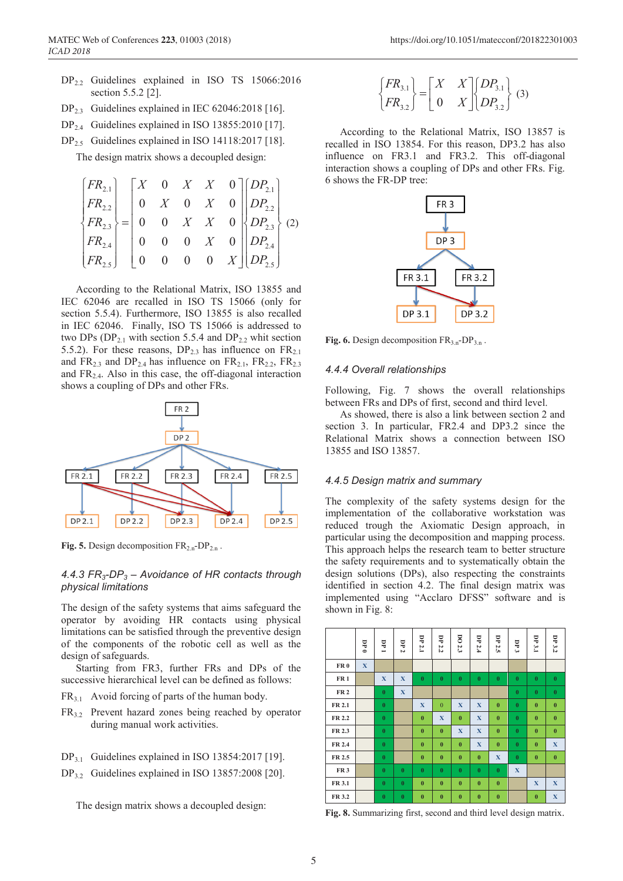$DP_{2.2}$ Guidelines explained in ISO TS 15066:2016 section 5.5.2 [2].

$DP_{2.3}$ Guidelines explained in IEC 62046:2018 [16].

$DP_{2.4}$ Guidelines explained in ISO 13855:2010 [17].

$DP_{2.5}$ Guidelines explained in ISO 14118:2017 [18].

The design matrix shows a decoupled design:

$$\begin{Bmatrix} FR_{2.1} \\ FR_{2.2} \\ FR_{2.3} \\ FR_{2.4} \\ FR_{2.5} \end{Bmatrix} = \begin{bmatrix} X & 0 & X & X & 0 \\ 0 & X & 0 & X & 0 \\ 0 & 0 & X & X & 0 \\ 0 & 0 & 0 & X & 0 \\ 0 & 0 & 0 & 0 & X \end{bmatrix} \begin{Bmatrix} DP_{2.1} \\ DP_{2.2} \\ DP_{2.3} \\ DP_{2.4} \\ DP_{2.5} \end{Bmatrix} \quad (2)$$

According to the Relational Matrix, ISO 13855 and IEC 62046 are recalled in ISO TS 15066 (only for section 5.5.4). Furthermore, ISO 13855 is also recalled in IEC 62046. Finally, ISO TS 15066 is addressed to two DPs ($DP_{2.1}$ with section 5.5.4 and $DP_{2.2}$ whit section 5.5.2). For these reasons, $DP_{2.3}$ has influence on $FR_{2.1}$ and $FR_{2.3}$ and $DP_{2.4}$ has influence on $FR_{2.1}$, $FR_{2.2}$, $FR_{2.3}$ and $FR_{2.4}$. Also in this case, the off-diagonal interaction shows a coupling of DPs and other FRs.

**Fig. 5.** Design decomposition $FR_{2.n}$-$DP_{2.n}$ .

### 4.4.3 $FR_3$-$DP_3$ – Avoidance of HR contacts through physical limitations

The design of the safety systems that aims safeguard the operator by avoiding HR contacts using physical limitations can be satisfied through the preventive design of the components of the robotic cell as well as the design of safeguards.

Starting from FR3, further FRs and DPs of the successive hierarchical level can be defined as follows:

$FR_{3.1}$ Avoid forcing of parts of the human body.

$FR_{3.2}$ Prevent hazard zones being reached by operator during manual work activities.

$DP_{3.1}$ Guidelines explained in ISO 13854:2017 [19].

$DP_{3.2}$ Guidelines explained in ISO 13857:2008 [20].

The design matrix shows a decoupled design:

$$\begin{Bmatrix} FR_{3.1} \\ FR_{3.2} \end{Bmatrix} = \begin{bmatrix} X & X \\ 0 & X \end{bmatrix} \begin{Bmatrix} DP_{3.1} \\ DP_{3.2} \end{Bmatrix} \quad (3)$$

According to the Relational Matrix, ISO 13857 is recalled in ISO 13854. For this reason, DP3.2 has also influence on FR3.1 and FR3.2. This off-diagonal interaction shows a coupling of DPs and other FRs. Fig. 6 shows the FR-DP tree:

**Fig. 6.** Design decomposition $FR_{3.n}$-$DP_{3.n}$ .

### 4.4.4 Overall relationships

Following, Fig. 7 shows the overall relationships between FRs and DPs of first, second and third level.

As showed, there is also a link between section 2 and section 3. In particular, FR2.4 and DP3.2 since the Relational Matrix shows a connection between ISO 13855 and ISO 13857.

### 4.4.5 Design matrix and summary

The complexity of the safety systems design for the implementation of the collaborative workstation was reduced trough the Axiomatic Design approach, in particular using the decomposition and mapping process. This approach helps the research team to better structure the safety requirements and to systematically obtain the design solutions (DPs), also respecting the constraints identified in section 4.2. The final design matrix was implemented using "Acclaro DFSS" software and is shown in Fig. 8:

| | DP 0 | DP 1 | DP 2 | DP 2.1 | DP 2.2 | DO 2.3 | DP 2.4 | DP 2.5 | DP 3 | DP 3.1 | DP 3.2 |
|---|---|---|---|---|---|---|---|---|---|---|---|
| FR 0 | X | | | | | | | | | | |
| FR 1 | | X | X | 0 | 0 | 0 | 0 | 0 | 0 | 0 | 0 |
| FR 2 | | 0 | X | | | | | | 0 | 0 | 0 |
| FR 2.1 | | 0 | | X | 0 | X | X | 0 | 0 | 0 | 0 |
| FR 2.2 | | 0 | | 0 | X | 0 | X | 0 | 0 | 0 | 0 |
| FR 2.3 | | 0 | | 0 | 0 | X | X | 0 | 0 | 0 | 0 |
| FR 2.4 | | 0 | | 0 | 0 | 0 | X | 0 | 0 | 0 | X |
| FR 2.5 | | 0 | | 0 | 0 | 0 | 0 | X | 0 | 0 | 0 |
| FR 3 | | 0 | 0 | 0 | 0 | 0 | 0 | 0 | X | | |
| FR 3.1 | | 0 | 0 | 0 | 0 | 0 | 0 | 0 | | X | X |
| FR 3.2 | | 0 | 0 | 0 | 0 | 0 | 0 | 0 | | 0 | X |

**Fig. 8.** Summarizing first, second and third level design matrix.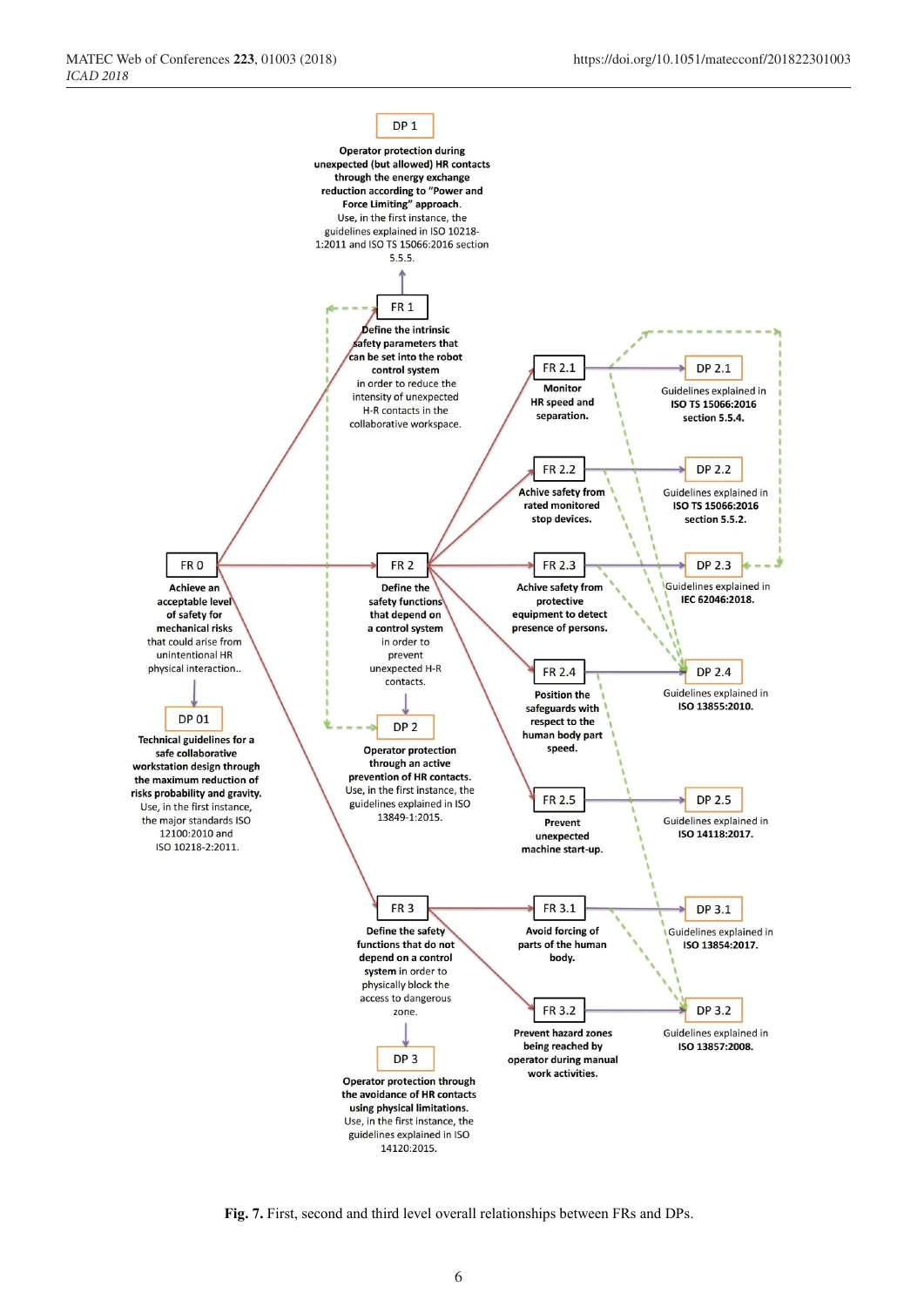**DP 1**

Operator protection during unexpected (but allowed) HR contacts through the energy exchange reduction according to "Power and Force Limiting" approach. Use, in the first instance, the guidelines explained in ISO 10218-1:2011 and ISO TS 15066:2016 section 5.5.5.

**FR 1**

Define the intrinsic safety parameters that can be set into the robot control system in order to reduce the intensity of unexpected H-R contacts in the collaborative workspace.

**FR 2.1**

Monitor HR speed and separation.

**DP 2.1**

Guidelines explained in ISO TS 15066:2016 section 5.5.4.

**FR 2.2**

Achive safety from rated monitored stop devices.

**DP 2.2**

Guidelines explained in ISO TS 15066:2016 section 5.5.2.

**FR 0**

Achieve an acceptable level of safety for mechanical risks that could arise from unintentional HR physical interaction..

**FR 2**

Define the safety functions that depend on a control system in order to prevent unexpected H-R contacts.

**FR 2.3**

Achive safety from protective equipment to detect presence of persons.

**DP 2.3**

Guidelines explained in IEC 62046:2018.

**FR 2.4**

Position the safeguards with respect to the human body part speed.

**DP 2.4**

Guidelines explained in ISO 13855:2010.

**DP 01**

Technical guidelines for a safe collaborative workstation design through the maximum reduction of risks probability and gravity. Use, in the first instance, the major standards ISO 12100:2010 and ISO 10218-2:2011.

**DP 2**

Operator protection through an active prevention of HR contacts. Use, in the first instance, the guidelines explained in ISO 13849-1:2015.

**FR 2.5**

Prevent unexpected machine start-up.

**DP 2.5**

Guidelines explained in ISO 14118:2017.

**FR 3**

Define the safety functions that do not depend on a control system in order to physically block the access to dangerous zone.

**FR 3.1**

Avoid forcing of parts of the human body.

**DP 3.1**

Guidelines explained in ISO 13854:2017.

**FR 3.2**

Prevent hazard zones being reached by operator during manual work activities.

**DP 3.2**

Guidelines explained in ISO 13857:2008.

**DP 3**

Operator protection through the avoidance of HR contacts using physical limitations. Use, in the first instance, the guidelines explained in ISO 14120:2015.

**Fig. 7.** First, second and third level overall relationships between FRs and DPs.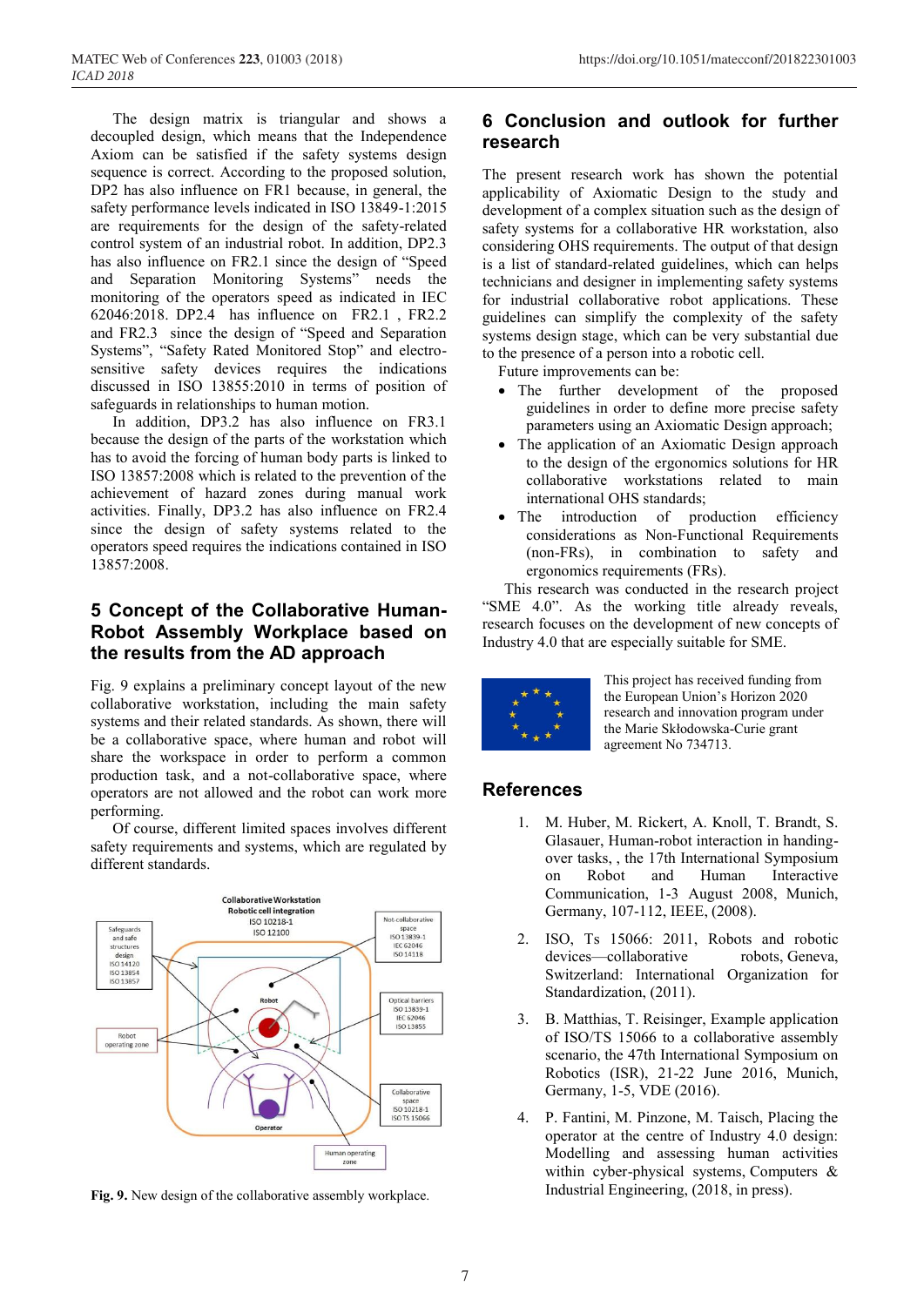The design matrix is triangular and shows a decoupled design, which means that the Independence Axiom can be satisfied if the safety systems design sequence is correct. According to the proposed solution, DP2 has also influence on FR1 because, in general, the safety performance levels indicated in ISO 13849-1:2015 are requirements for the design of the safety-related control system of an industrial robot. In addition, DP2.3 has also influence on FR2.1 since the design of "Speed and Separation Monitoring Systems" needs the monitoring of the operators speed as indicated in IEC 62046:2018. DP2.4 has influence on FR2.1 , FR2.2 and FR2.3 since the design of "Speed and Separation Systems", "Safety Rated Monitored Stop" and electro-sensitive safety devices requires the indications discussed in ISO 13855:2010 in terms of position of safeguards in relationships to human motion.

In addition, DP3.2 has influence on FR3.1 because the design of the parts of the workstation which has to avoid the forcing of human body parts is linked to ISO 13857:2008 which is related to the prevention of the achievement of hazard zones during manual work activities. Finally, DP3.2 has also influence on FR2.4 since the design of safety systems related to the operators speed requires the indications contained in ISO 13857:2008.

## 5 Concept of the Collaborative Human-Robot Assembly Workplace based on the results from the AD approach

Fig. 9 explains a preliminary concept layout of the new collaborative workstation, including the main safety systems and their related standards. As shown, there will be a collaborative space, where human and robot will share the workspace in order to perform a common production task, and a not-collaborative space, where operators are not allowed and the robot can work more performing.

Of course, different limited spaces involves different safety requirements and systems, which are regulated by different standards.

**Fig. 9.** New design of the collaborative assembly workplace.

## 6 Conclusion and outlook for further research

The present research work has shown the potential applicability of Axiomatic Design to the study and development of a complex situation such as the design of safety systems for a collaborative HR workstation, also considering OHS requirements. The output of that design is a list of standard-related guidelines, which can helps technicians and designer in implementing safety systems for industrial collaborative robot applications. These guidelines can simplify the complexity of the safety systems design stage, which can be very substantial due to the presence of a person into a robotic cell.

Future improvements can be:

- The further development of the proposed guidelines in order to define more precise safety parameters using an Axiomatic Design approach;
- The application of an Axiomatic Design approach to the design of the ergonomics solutions for HR collaborative workstations related to main international OHS standards;
- The introduction of production efficiency considerations as Non-Functional Requirements (non-FRs), in combination to safety and ergonomics requirements (FRs).

This research was conducted in the research project "SME 4.0". As the working title already reveals, research focuses on the development of new concepts of Industry 4.0 that are especially suitable for SME.

This project has received funding from the European Union's Horizon 2020 research and innovation program under the Marie Skłodowska-Curie grant agreement No 734713.

## References

1. M. Huber, M. Rickert, A. Knoll, T. Brandt, S. Glasauer, Human-robot interaction in handing-over tasks, , the 17th International Symposium on Robot and Human Interactive Communication, 1-3 August 2008, Munich, Germany, 107-112, IEEE, (2008).
2. ISO, Ts 15066: 2011, Robots and robotic devices—collaborative robots, Geneva, Switzerland: International Organization for Standardization, (2011).
3. B. Matthias, T. Reisinger, Example application of ISO/TS 15066 to a collaborative assembly scenario, the 47th International Symposium on Robotics (ISR), 21-22 June 2016, Munich, Germany, 1-5, VDE (2016).
4. P. Fantini, M. Pinzone, M. Taisch, Placing the operator at the centre of Industry 4.0 design: Modelling and assessing human activities within cyber-physical systems, Computers & Industrial Engineering, (2018, in press).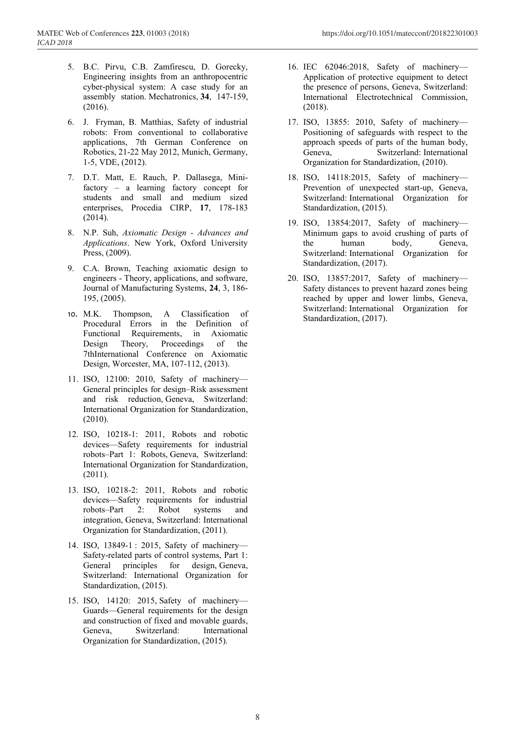5. B.C. Pirvu, C.B. Zamfirescu, D. Gorecky, Engineering insights from an anthropocentric cyber-physical system: A case study for an assembly station. Mechatronics, **34**, 147-159, (2016).
6. J. Fryman, B. Matthias, Safety of industrial robots: From conventional to collaborative applications, 7th German Conference on Robotics, 21-22 May 2012, Munich, Germany, 1-5, VDE, (2012).
7. D.T. Matt, E. Rauch, P. Dallasega, Mini-factory – a learning factory concept for students and small and medium sized enterprises, Procedia CIRP, **17**, 178-183 (2014).
8. N.P. Suh, *Axiomatic Design - Advances and Applications*. New York, Oxford University Press, (2009).
9. C.A. Brown, Teaching axiomatic design to engineers - Theory, applications, and software, Journal of Manufacturing Systems, **24**, 3, 186-195, (2005).
10. M.K. Thompson, A Classification of Procedural Errors in the Definition of Functional Requirements, in Axiomatic Design Theory, Proceedings of the 7thInternational Conference on Axiomatic Design, Worcester, MA, 107-112, (2013).
11. ISO, 12100: 2010, Safety of machinery—General principles for design–Risk assessment and risk reduction, Geneva, Switzerland: International Organization for Standardization, (2010).
12. ISO, 10218-1: 2011, Robots and robotic devices—Safety requirements for industrial robots–Part 1: Robots, Geneva, Switzerland: International Organization for Standardization, (2011).
13. ISO, 10218-2: 2011, Robots and robotic devices—Safety requirements for industrial robots–Part 2: Robot systems and integration, Geneva, Switzerland: International Organization for Standardization, (2011).
14. ISO, 13849-1 : 2015, Safety of machinery—Safety-related parts of control systems, Part 1: General principles for design, Geneva, Switzerland: International Organization for Standardization, (2015).
15. ISO, 14120: 2015, Safety of machinery—Guards—General requirements for the design and construction of fixed and movable guards, Geneva, Switzerland: International Organization for Standardization, (2015).
16. IEC 62046:2018, Safety of machinery—Application of protective equipment to detect the presence of persons, Geneva, Switzerland: International Electrotechnical Commission, (2018).
17. ISO, 13855: 2010, Safety of machinery—Positioning of safeguards with respect to the approach speeds of parts of the human body, Geneva, Switzerland: International Organization for Standardization, (2010).
18. ISO, 14118:2015, Safety of machinery—Prevention of unexpected start-up, Geneva, Switzerland: International Organization for Standardization, (2015).
19. ISO, 13854:2017, Safety of machinery—Minimum gaps to avoid crushing of parts of the human body, Geneva, Switzerland: International Organization for Standardization, (2017).
20. ISO, 13857:2017, Safety of machinery—Safety distances to prevent hazard zones being reached by upper and lower limbs, Geneva, Switzerland: International Organization for Standardization, (2017).